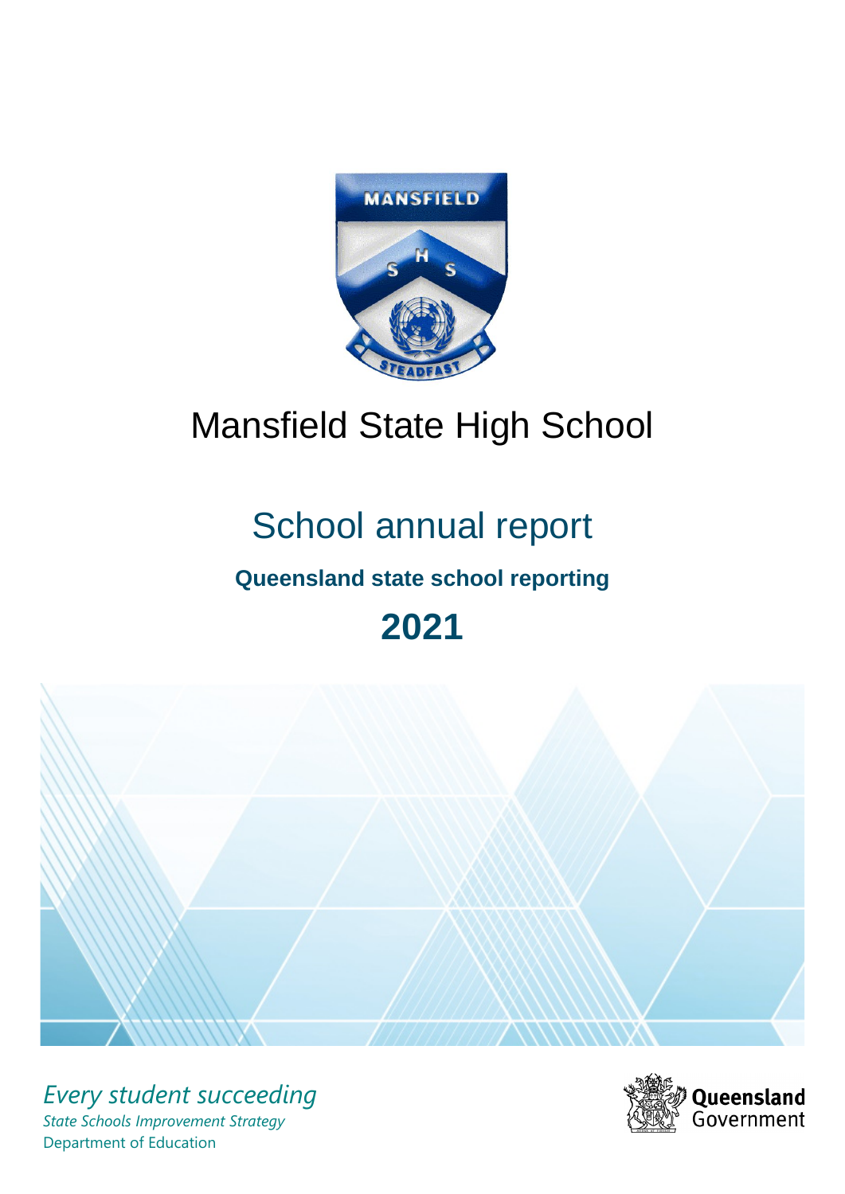# Mansfield State High School

## School annual report

### Queensland state school reporting

## 2021

*Every student succeeding*

*State Schools Improvement Strategy*

Department of Education

Queensland Government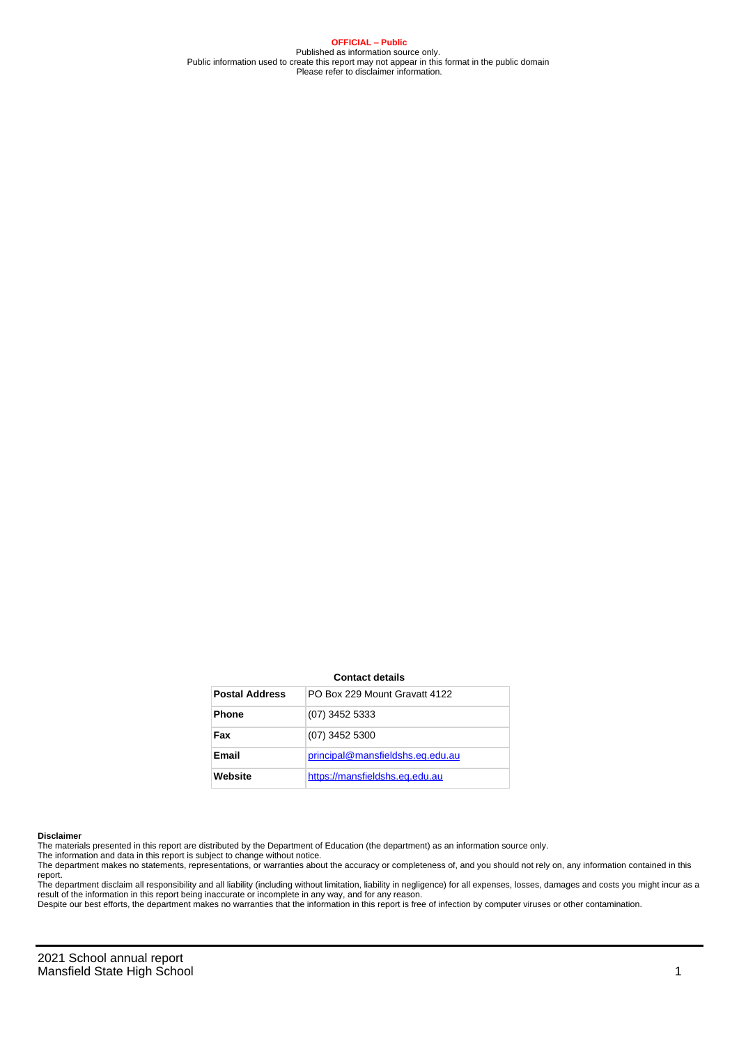**OFFICIAL – Public**

Published as information source only.
Public information used to create this report may not appear in this format in the public domain
Please refer to disclaimer information.

**Contact details**

| Postal Address | PO Box 229 Mount Gravatt 4122 |
|---|---|
| **Phone** | (07) 3452 5333 |
| **Fax** | (07) 3452 5300 |
| **Email** | principal@mansfieldshs.eq.edu.au |
| **Website** | https://mansfieldshs.eq.edu.au |

**Disclaimer**

The materials presented in this report are distributed by the Department of Education (the department) as an information source only.

The information and data in this report is subject to change without notice.

The department makes no statements, representations, or warranties about the accuracy or completeness of, and you should not rely on, any information contained in this report.

The department disclaim all responsibility and all liability (including without limitation, liability in negligence) for all expenses, losses, damages and costs you might incur as a result of the information in this report being inaccurate or incomplete in any way, and for any reason.

Despite our best efforts, the department makes no warranties that the information in this report is free of infection by computer viruses or other contamination.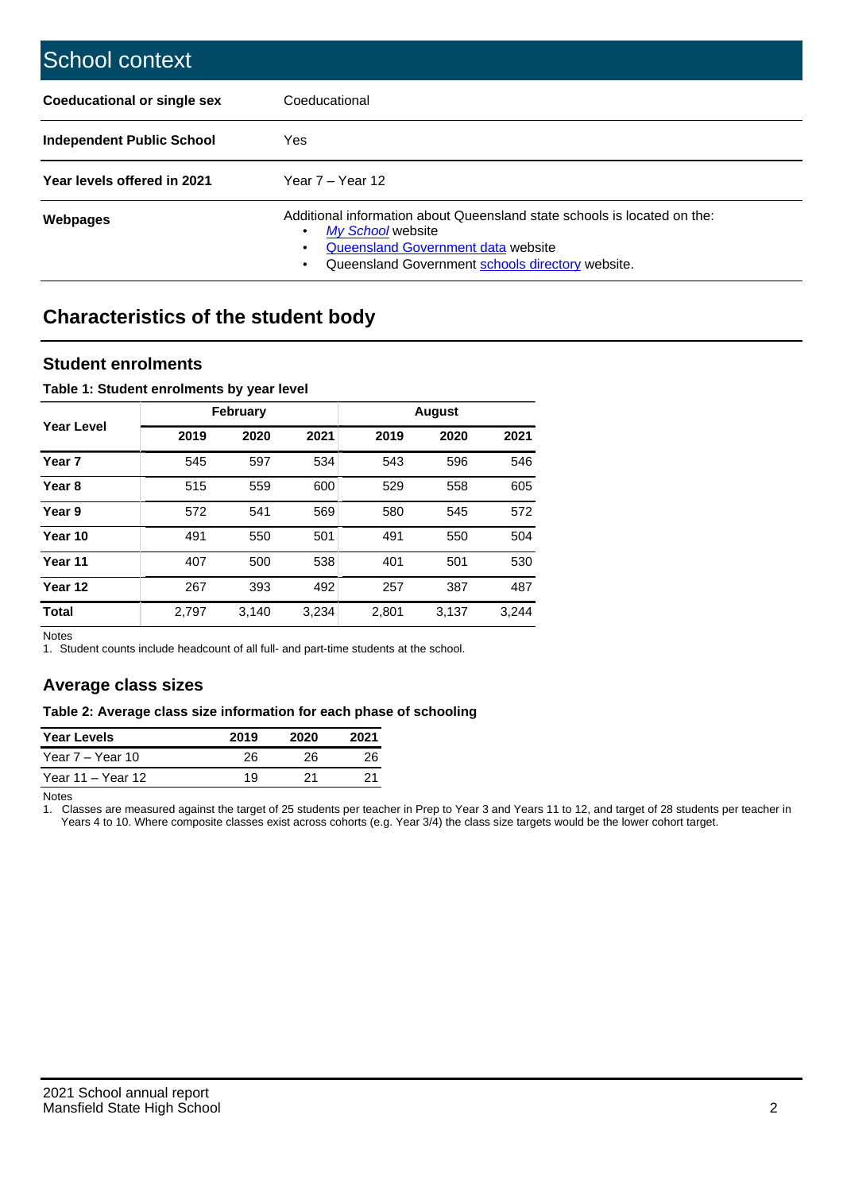# School context

| | |
|---|---|
| **Coeducational or single sex** | Coeducational |
| **Independent Public School** | Yes |
| **Year levels offered in 2021** | Year 7 – Year 12 |
| **Webpages** | Additional information about Queensland state schools is located on the: <br>• *My School* website <br>• Queensland Government data website <br>• Queensland Government schools directory website. |

## Characteristics of the student body

### Student enrolments

**Table 1: Student enrolments by year level**

| Year Level | February | | | August | | |
|---|---|---|---|---|---|---|
| | 2019 | 2020 | 2021 | 2019 | 2020 | 2021 |
| **Year 7** | 545 | 597 | 534 | 543 | 596 | 546 |
| **Year 8** | 515 | 559 | 600 | 529 | 558 | 605 |
| **Year 9** | 572 | 541 | 569 | 580 | 545 | 572 |
| **Year 10** | 491 | 550 | 501 | 491 | 550 | 504 |
| **Year 11** | 407 | 500 | 538 | 401 | 501 | 530 |
| **Year 12** | 267 | 393 | 492 | 257 | 387 | 487 |
| **Total** | 2,797 | 3,140 | 3,234 | 2,801 | 3,137 | 3,244 |

Notes
1. Student counts include headcount of all full- and part-time students at the school.

### Average class sizes

**Table 2: Average class size information for each phase of schooling**

| Year Levels | 2019 | 2020 | 2021 |
|---|---|---|---|
| Year 7 – Year 10 | 26 | 26 | 26 |
| Year 11 – Year 12 | 19 | 21 | 21 |

Notes
1. Classes are measured against the target of 25 students per teacher in Prep to Year 3 and Years 11 to 12, and target of 28 students per teacher in Years 4 to 10. Where composite classes exist across cohorts (e.g. Year 3/4) the class size targets would be the lower cohort target.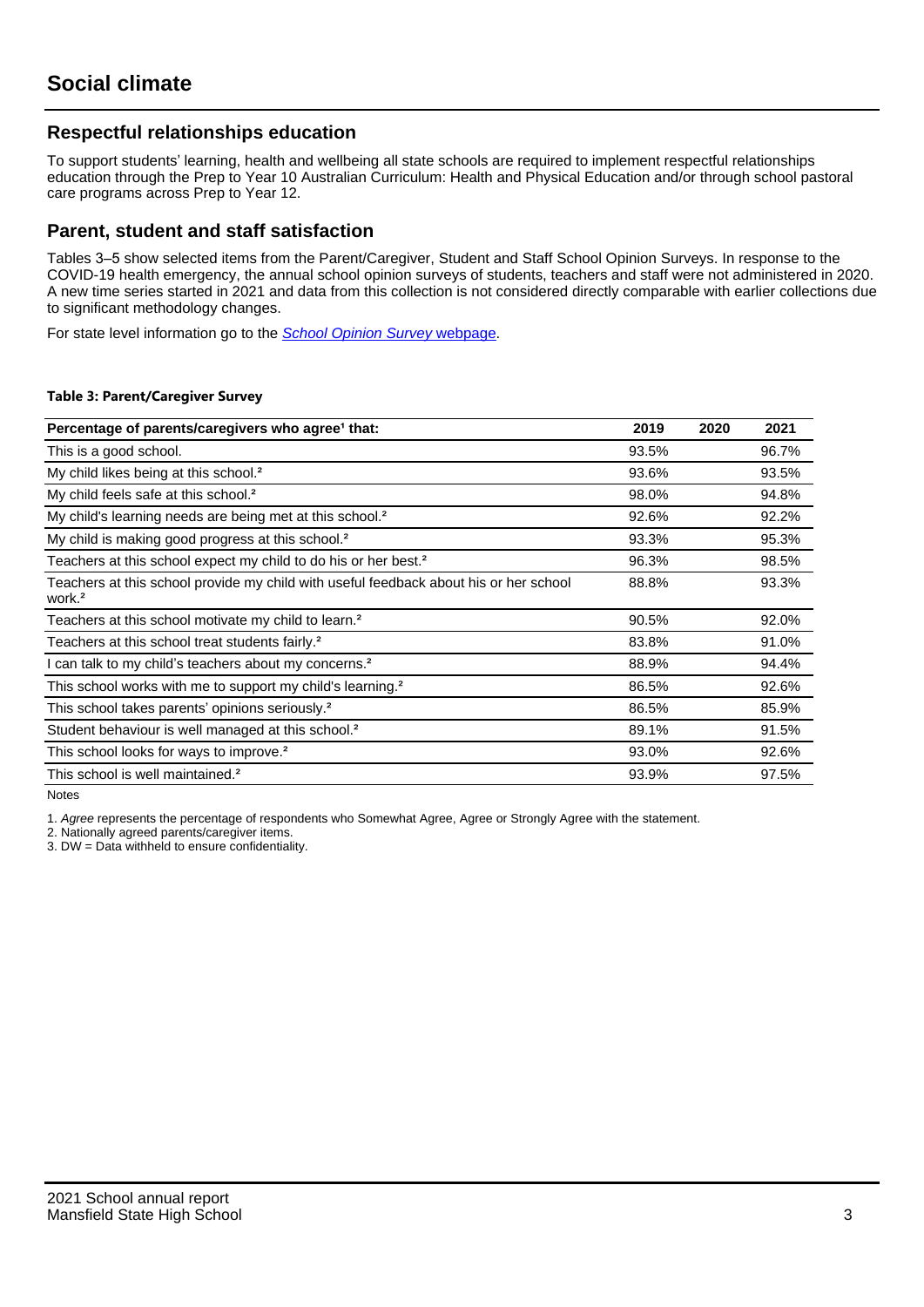# Social climate

## Respectful relationships education

To support students' learning, health and wellbeing all state schools are required to implement respectful relationships education through the Prep to Year 10 Australian Curriculum: Health and Physical Education and/or through school pastoral care programs across Prep to Year 12.

## Parent, student and staff satisfaction

Tables 3–5 show selected items from the Parent/Caregiver, Student and Staff School Opinion Surveys. In response to the COVID-19 health emergency, the annual school opinion surveys of students, teachers and staff were not administered in 2020. A new time series started in 2021 and data from this collection is not considered directly comparable with earlier collections due to significant methodology changes.

For state level information go to the *School Opinion Survey* webpage.

**Table 3: Parent/Caregiver Survey**

| Percentage of parents/caregivers who agree[1] that: | 2019 | 2020 | 2021 |
|---|---|---|---|
| This is a good school. | 93.5% | | 96.7% |
| My child likes being at this school.[2] | 93.6% | | 93.5% |
| My child feels safe at this school.[2] | 98.0% | | 94.8% |
| My child's learning needs are being met at this school.[2] | 92.6% | | 92.2% |
| My child is making good progress at this school.[2] | 93.3% | | 95.3% |
| Teachers at this school expect my child to do his or her best.[2] | 96.3% | | 98.5% |
| Teachers at this school provide my child with useful feedback about his or her school work.[2] | 88.8% | | 93.3% |
| Teachers at this school motivate my child to learn.[2] | 90.5% | | 92.0% |
| Teachers at this school treat students fairly.[2] | 83.8% | | 91.0% |
| I can talk to my child's teachers about my concerns.[2] | 88.9% | | 94.4% |
| This school works with me to support my child's learning.[2] | 86.5% | | 92.6% |
| This school takes parents' opinions seriously.[2] | 86.5% | | 85.9% |
| Student behaviour is well managed at this school.[2] | 89.1% | | 91.5% |
| This school looks for ways to improve.[2] | 93.0% | | 92.6% |
| This school is well maintained.[2] | 93.9% | | 97.5% |

Notes

1. *Agree* represents the percentage of respondents who Somewhat Agree, Agree or Strongly Agree with the statement.
2. Nationally agreed parents/caregiver items.
3. DW = Data withheld to ensure confidentiality.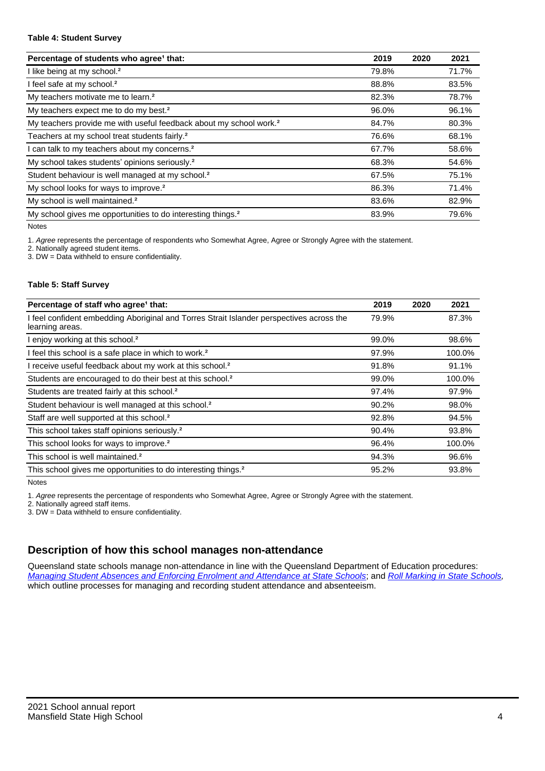**Table 4: Student Survey**

| Percentage of students who agree[1] that: | 2019 | 2020 | 2021 |
|---|---|---|---|
| I like being at my school.[2] | 79.8% | | 71.7% |
| I feel safe at my school.[2] | 88.8% | | 83.5% |
| My teachers motivate me to learn.[2] | 82.3% | | 78.7% |
| My teachers expect me to do my best.[2] | 96.0% | | 96.1% |
| My teachers provide me with useful feedback about my school work.[2] | 84.7% | | 80.3% |
| Teachers at my school treat students fairly.[2] | 76.6% | | 68.1% |
| I can talk to my teachers about my concerns.[2] | 67.7% | | 58.6% |
| My school takes students' opinions seriously.[2] | 68.3% | | 54.6% |
| Student behaviour is well managed at my school.[2] | 67.5% | | 75.1% |
| My school looks for ways to improve.[2] | 86.3% | | 71.4% |
| My school is well maintained.[2] | 83.6% | | 82.9% |
| My school gives me opportunities to do interesting things.[2] | 83.9% | | 79.6% |

Notes

1. *Agree* represents the percentage of respondents who Somewhat Agree, Agree or Strongly Agree with the statement.
2. Nationally agreed student items.
3. DW = Data withheld to ensure confidentiality.

**Table 5: Staff Survey**

| Percentage of staff who agree[1] that: | 2019 | 2020 | 2021 |
|---|---|---|---|
| I feel confident embedding Aboriginal and Torres Strait Islander perspectives across the learning areas. | 79.9% | | 87.3% |
| I enjoy working at this school.[2] | 99.0% | | 98.6% |
| I feel this school is a safe place in which to work.[2] | 97.9% | | 100.0% |
| I receive useful feedback about my work at this school.[2] | 91.8% | | 91.1% |
| Students are encouraged to do their best at this school.[2] | 99.0% | | 100.0% |
| Students are treated fairly at this school.[2] | 97.4% | | 97.9% |
| Student behaviour is well managed at this school.[2] | 90.2% | | 98.0% |
| Staff are well supported at this school.[2] | 92.8% | | 94.5% |
| This school takes staff opinions seriously.[2] | 90.4% | | 93.8% |
| This school looks for ways to improve.[2] | 96.4% | | 100.0% |
| This school is well maintained.[2] | 94.3% | | 96.6% |
| This school gives me opportunities to do interesting things.[2] | 95.2% | | 93.8% |

Notes

1. *Agree* represents the percentage of respondents who Somewhat Agree, Agree or Strongly Agree with the statement.
2. Nationally agreed staff items.
3. DW = Data withheld to ensure confidentiality.

## Description of how this school manages non-attendance

Queensland state schools manage non-attendance in line with the Queensland Department of Education procedures: *Managing Student Absences and Enforcing Enrolment and Attendance at State Schools*; and *Roll Marking in State Schools*, which outline processes for managing and recording student attendance and absenteeism.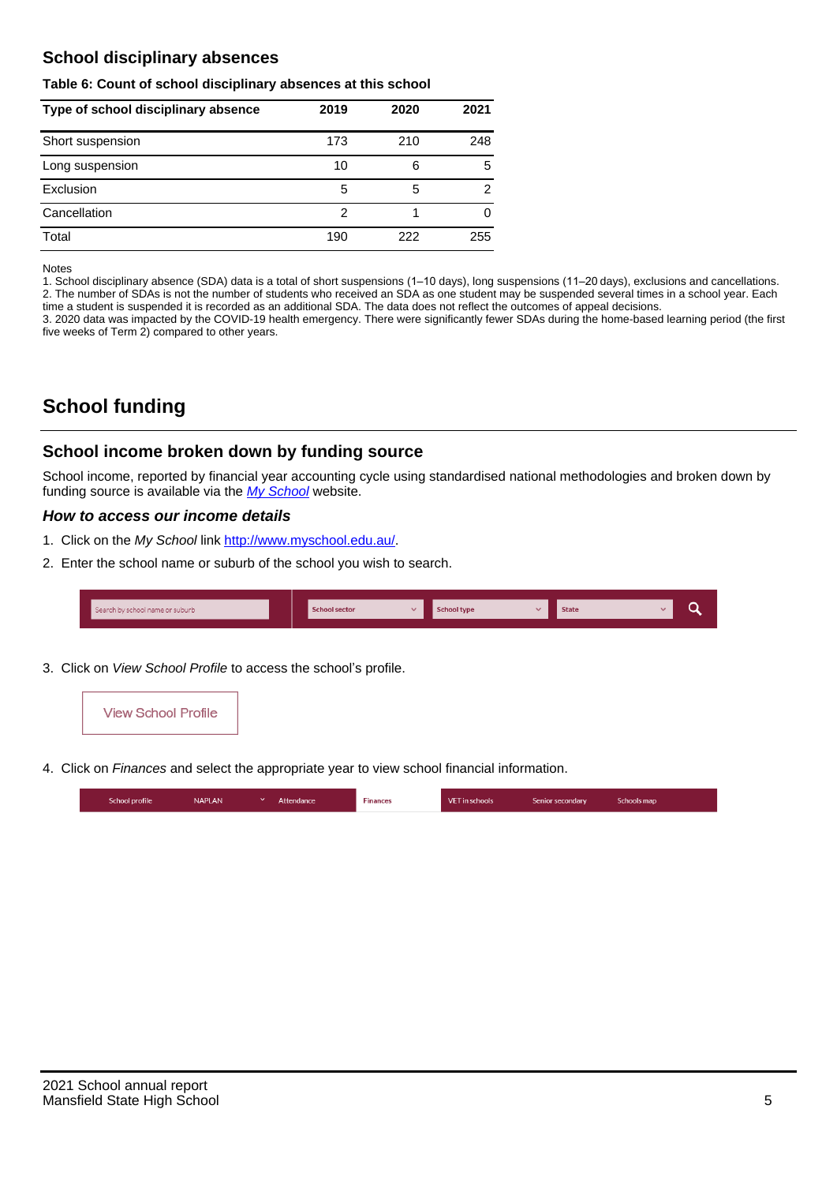## School disciplinary absences

**Table 6: Count of school disciplinary absences at this school**

| Type of school disciplinary absence | 2019 | 2020 | 2021 |
|---|---|---|---|
| Short suspension | 173 | 210 | 248 |
| Long suspension | 10 | 6 | 5 |
| Exclusion | 5 | 5 | 2 |
| Cancellation | 2 | 1 | 0 |
| Total | 190 | 222 | 255 |

Notes

1. School disciplinary absence (SDA) data is a total of short suspensions (1–10 days), long suspensions (11–20 days), exclusions and cancellations.
2. The number of SDAs is not the number of students who received an SDA as one student may be suspended several times in a school year. Each time a student is suspended it is recorded as an additional SDA. The data does not reflect the outcomes of appeal decisions.
3. 2020 data was impacted by the COVID-19 health emergency. There were significantly fewer SDAs during the home-based learning period (the first five weeks of Term 2) compared to other years.

# School funding

## School income broken down by funding source

School income, reported by financial year accounting cycle using standardised national methodologies and broken down by funding source is available via the *My School* website.

### *How to access our income details*

1. Click on the *My School* link http://www.myschool.edu.au/.
2. Enter the school name or suburb of the school you wish to search.

Search by school name or suburb | School sector | School type | State

3. Click on *View School Profile* to access the school's profile.

View School Profile

4. Click on *Finances* and select the appropriate year to view school financial information.

School profile | NAPLAN | Attendance | Finances | VET in schools | Senior secondary | Schools map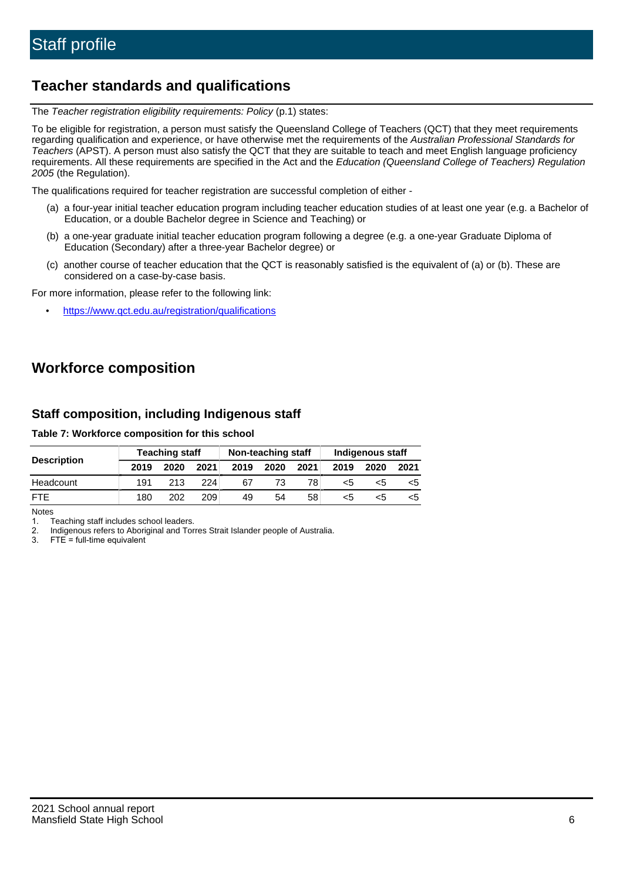# Staff profile

## Teacher standards and qualifications

The *Teacher registration eligibility requirements: Policy* (p.1) states:

To be eligible for registration, a person must satisfy the Queensland College of Teachers (QCT) that they meet requirements regarding qualification and experience, or have otherwise met the requirements of the *Australian Professional Standards for Teachers* (APST). A person must also satisfy the QCT that they are suitable to teach and meet English language proficiency requirements. All these requirements are specified in the Act and the *Education (Queensland College of Teachers) Regulation 2005* (the Regulation).

The qualifications required for teacher registration are successful completion of either -

(a) a four-year initial teacher education program including teacher education studies of at least one year (e.g. a Bachelor of Education, or a double Bachelor degree in Science and Teaching) or

(b) a one-year graduate initial teacher education program following a degree (e.g. a one-year Graduate Diploma of Education (Secondary) after a three-year Bachelor degree) or

(c) another course of teacher education that the QCT is reasonably satisfied is the equivalent of (a) or (b). These are considered on a case-by-case basis.

For more information, please refer to the following link:

- https://www.qct.edu.au/registration/qualifications

## Workforce composition

### Staff composition, including Indigenous staff

**Table 7: Workforce composition for this school**

| Description | Teaching staff | | | Non-teaching staff | | | Indigenous staff | | |
|---|---|---|---|---|---|---|---|---|---|
| | 2019 | 2020 | 2021 | 2019 | 2020 | 2021 | 2019 | 2020 | 2021 |
| Headcount | 191 | 213 | 224 | 67 | 73 | 78 | <5 | <5 | <5 |
| FTE | 180 | 202 | 209 | 49 | 54 | 58 | <5 | <5 | <5 |

Notes

1. Teaching staff includes school leaders.
2. Indigenous refers to Aboriginal and Torres Strait Islander people of Australia.
3. FTE = full-time equivalent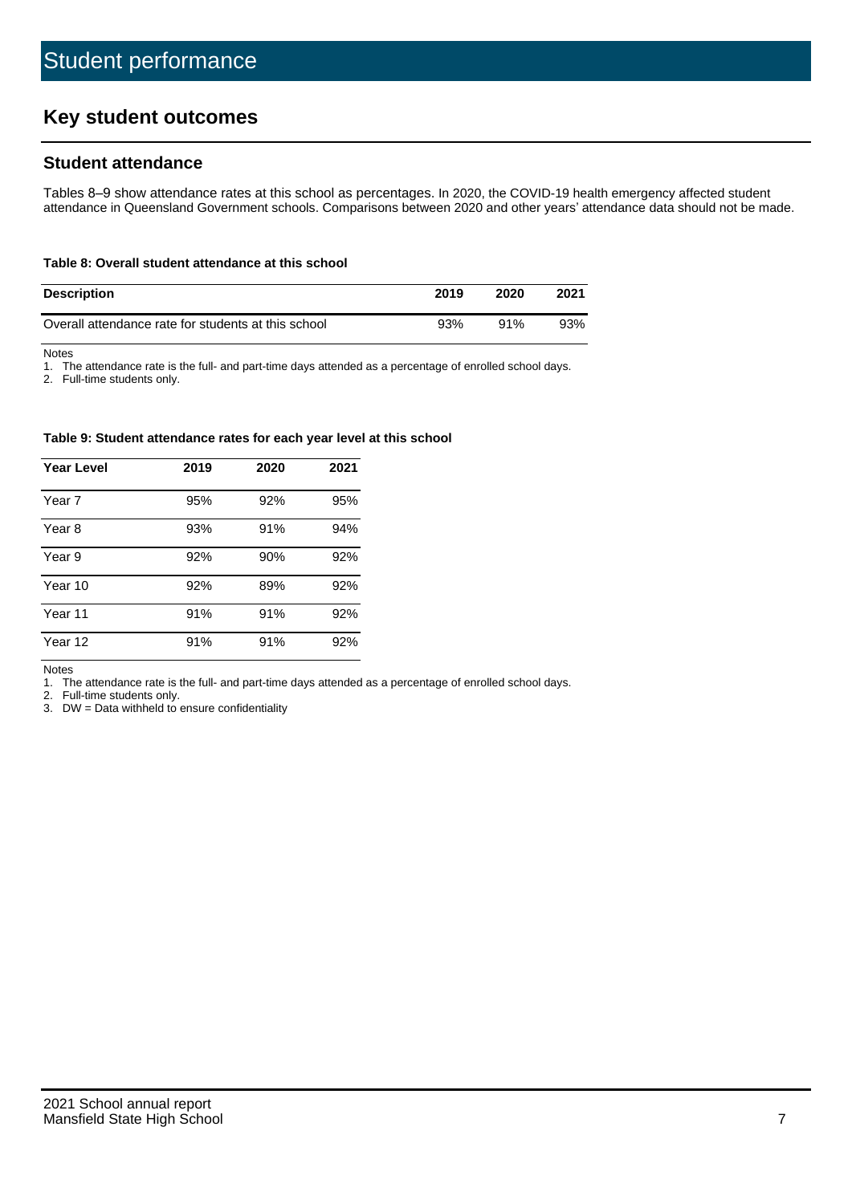# Student performance

## Key student outcomes

### Student attendance

Tables 8–9 show attendance rates at this school as percentages. In 2020, the COVID-19 health emergency affected student attendance in Queensland Government schools. Comparisons between 2020 and other years' attendance data should not be made.

**Table 8: Overall student attendance at this school**

| Description | 2019 | 2020 | 2021 |
|---|---|---|---|
| Overall attendance rate for students at this school | 93% | 91% | 93% |

Notes
1. The attendance rate is the full- and part-time days attended as a percentage of enrolled school days.
2. Full-time students only.

**Table 9: Student attendance rates for each year level at this school**

| Year Level | 2019 | 2020 | 2021 |
|---|---|---|---|
| Year 7 | 95% | 92% | 95% |
| Year 8 | 93% | 91% | 94% |
| Year 9 | 92% | 90% | 92% |
| Year 10 | 92% | 89% | 92% |
| Year 11 | 91% | 91% | 92% |
| Year 12 | 91% | 91% | 92% |

Notes
1. The attendance rate is the full- and part-time days attended as a percentage of enrolled school days.
2. Full-time students only.
3. DW = Data withheld to ensure confidentiality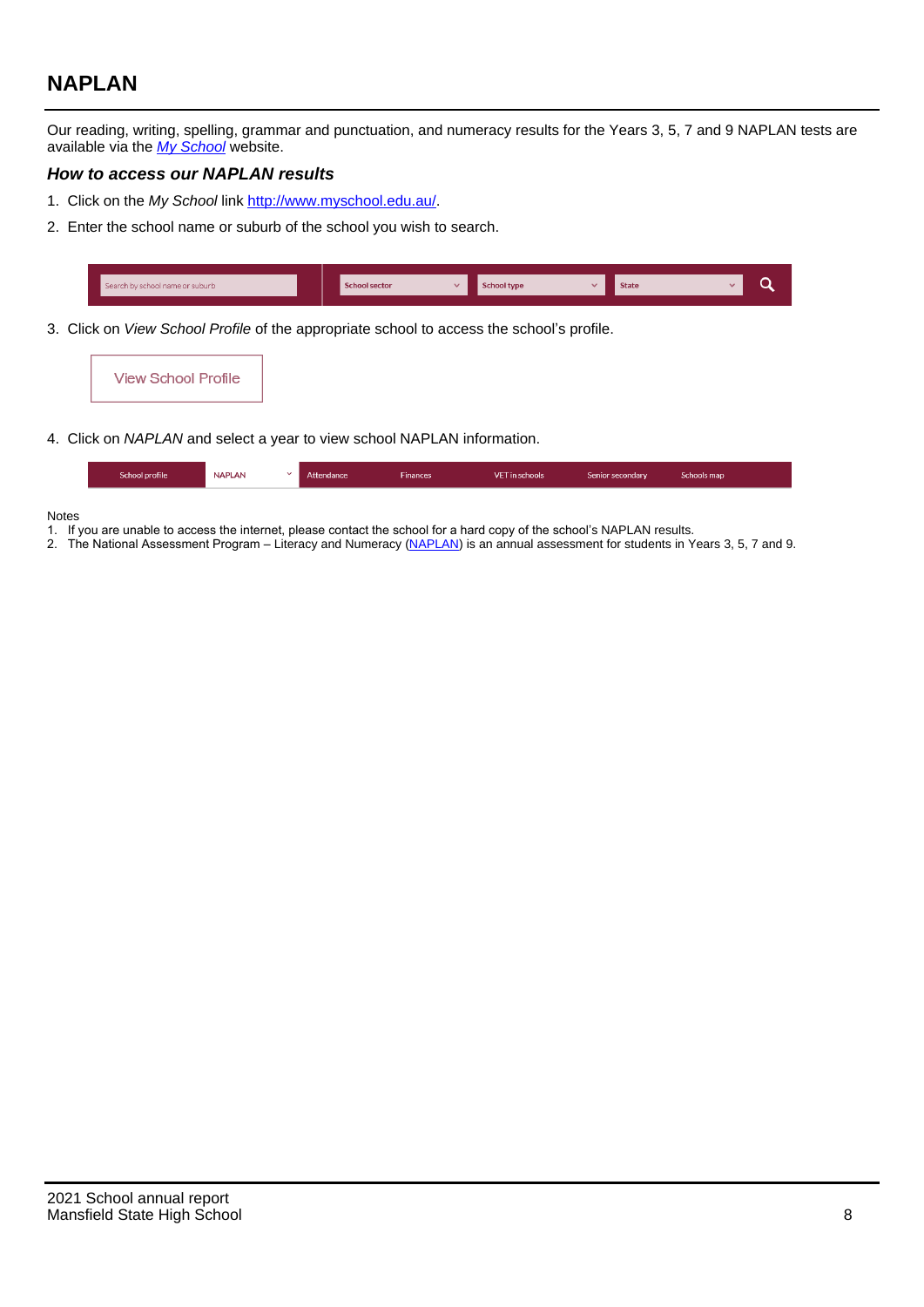## NAPLAN

Our reading, writing, spelling, grammar and punctuation, and numeracy results for the Years 3, 5, 7 and 9 NAPLAN tests are available via the *My School* website.

### *How to access our NAPLAN results*

1. Click on the *My School* link http://www.myschool.edu.au/.
2. Enter the school name or suburb of the school you wish to search.

Search by school name or suburb | School sector | School type | State

3. Click on *View School Profile* of the appropriate school to access the school's profile.

View School Profile

4. Click on *NAPLAN* and select a year to view school NAPLAN information.

School profile | NAPLAN | Attendance | Finances | VET in schools | Senior secondary | Schools map

Notes

1. If you are unable to access the internet, please contact the school for a hard copy of the school's NAPLAN results.
2. The National Assessment Program – Literacy and Numeracy (NAPLAN) is an annual assessment for students in Years 3, 5, 7 and 9.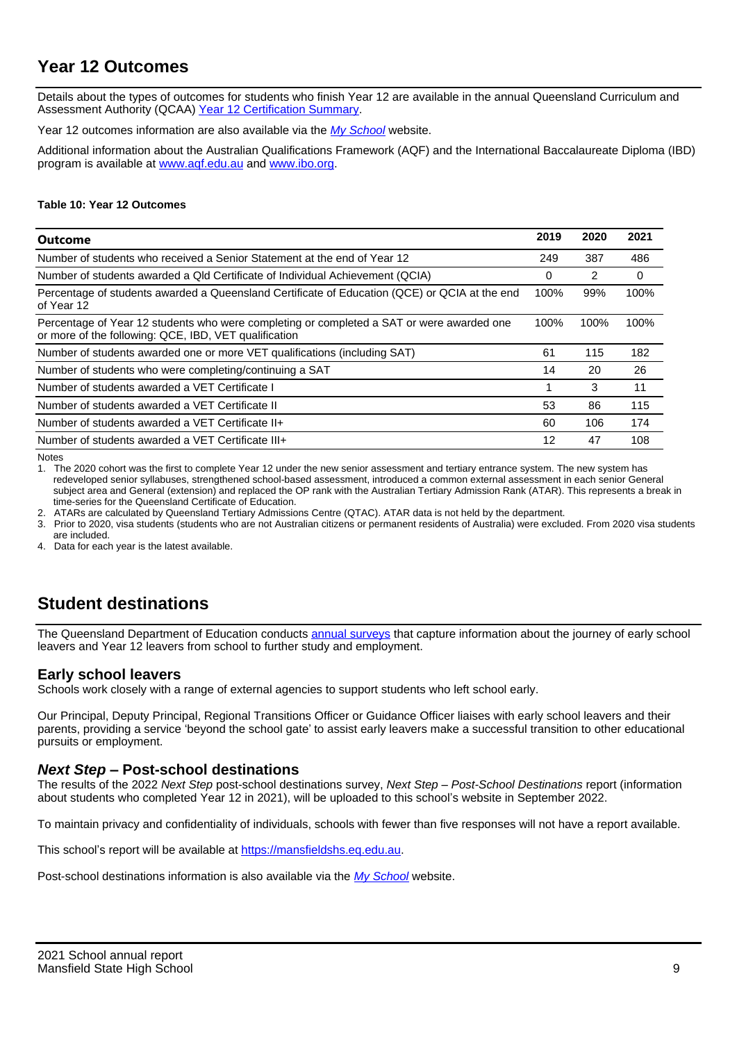## Year 12 Outcomes

Details about the types of outcomes for students who finish Year 12 are available in the annual Queensland Curriculum and Assessment Authority (QCAA) Year 12 Certification Summary.

Year 12 outcomes information are also available via the *My School* website.

Additional information about the Australian Qualifications Framework (AQF) and the International Baccalaureate Diploma (IBD) program is available at www.aqf.edu.au and www.ibo.org.

**Table 10: Year 12 Outcomes**

| Outcome | 2019 | 2020 | 2021 |
|---|---|---|---|
| Number of students who received a Senior Statement at the end of Year 12 | 249 | 387 | 486 |
| Number of students awarded a Qld Certificate of Individual Achievement (QCIA) | 0 | 2 | 0 |
| Percentage of students awarded a Queensland Certificate of Education (QCE) or QCIA at the end of Year 12 | 100% | 99% | 100% |
| Percentage of Year 12 students who were completing or completed a SAT or were awarded one or more of the following: QCE, IBD, VET qualification | 100% | 100% | 100% |
| Number of students awarded one or more VET qualifications (including SAT) | 61 | 115 | 182 |
| Number of students who were completing/continuing a SAT | 14 | 20 | 26 |
| Number of students awarded a VET Certificate I | 1 | 3 | 11 |
| Number of students awarded a VET Certificate II | 53 | 86 | 115 |
| Number of students awarded a VET Certificate II+ | 60 | 106 | 174 |
| Number of students awarded a VET Certificate III+ | 12 | 47 | 108 |

Notes

1. The 2020 cohort was the first to complete Year 12 under the new senior assessment and tertiary entrance system. The new system has redeveloped senior syllabuses, strengthened school-based assessment, introduced a common external assessment in each senior General subject area and General (extension) and replaced the OP rank with the Australian Tertiary Admission Rank (ATAR). This represents a break in time-series for the Queensland Certificate of Education.
2. ATARs are calculated by Queensland Tertiary Admissions Centre (QTAC). ATAR data is not held by the department.
3. Prior to 2020, visa students (students who are not Australian citizens or permanent residents of Australia) were excluded. From 2020 visa students are included.
4. Data for each year is the latest available.

## Student destinations

The Queensland Department of Education conducts annual surveys that capture information about the journey of early school leavers and Year 12 leavers from school to further study and employment.

### Early school leavers

Schools work closely with a range of external agencies to support students who left school early.

Our Principal, Deputy Principal, Regional Transitions Officer or Guidance Officer liaises with early school leavers and their parents, providing a service 'beyond the school gate' to assist early leavers make a successful transition to other educational pursuits or employment.

### *Next Step* – Post-school destinations

The results of the 2022 *Next Step* post-school destinations survey, *Next Step – Post-School Destinations* report (information about students who completed Year 12 in 2021), will be uploaded to this school's website in September 2022.

To maintain privacy and confidentiality of individuals, schools with fewer than five responses will not have a report available.

This school's report will be available at https://mansfieldshs.eq.edu.au.

Post-school destinations information is also available via the *My School* website.